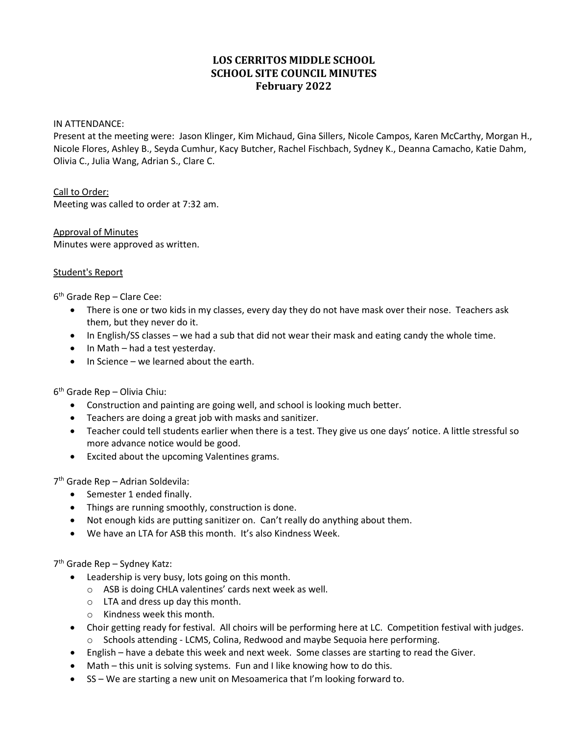# LOS CERRITOS MIDDLE SCHOOL
# SCHOOL SITE COUNCIL MINUTES
# February 2022

IN ATTENDANCE:
Present at the meeting were: Jason Klinger, Kim Michaud, Gina Sillers, Nicole Campos, Karen McCarthy, Morgan H., Nicole Flores, Ashley B., Seyda Cumhur, Kacy Butcher, Rachel Fischbach, Sydney K., Deanna Camacho, Katie Dahm, Olivia C., Julia Wang, Adrian S., Clare C.

Call to Order:
Meeting was called to order at 7:32 am.

Approval of Minutes
Minutes were approved as written.

Student's Report

6th Grade Rep – Clare Cee:

- There is one or two kids in my classes, every day they do not have mask over their nose. Teachers ask them, but they never do it.
- In English/SS classes – we had a sub that did not wear their mask and eating candy the whole time.
- In Math – had a test yesterday.
- In Science – we learned about the earth.

6th Grade Rep – Olivia Chiu:

- Construction and painting are going well, and school is looking much better.
- Teachers are doing a great job with masks and sanitizer.
- Teacher could tell students earlier when there is a test. They give us one days' notice. A little stressful so more advance notice would be good.
- Excited about the upcoming Valentines grams.

7th Grade Rep – Adrian Soldevila:

- Semester 1 ended finally.
- Things are running smoothly, construction is done.
- Not enough kids are putting sanitizer on. Can't really do anything about them.
- We have an LTA for ASB this month. It's also Kindness Week.

7th Grade Rep – Sydney Katz:

- Leadership is very busy, lots going on this month.
  - ASB is doing CHLA valentines' cards next week as well.
  - LTA and dress up day this month.
  - Kindness week this month.
- Choir getting ready for festival. All choirs will be performing here at LC. Competition festival with judges.
  - Schools attending - LCMS, Colina, Redwood and maybe Sequoia here performing.
- English – have a debate this week and next week. Some classes are starting to read the Giver.
- Math – this unit is solving systems. Fun and I like knowing how to do this.
- SS – We are starting a new unit on Mesoamerica that I'm looking forward to.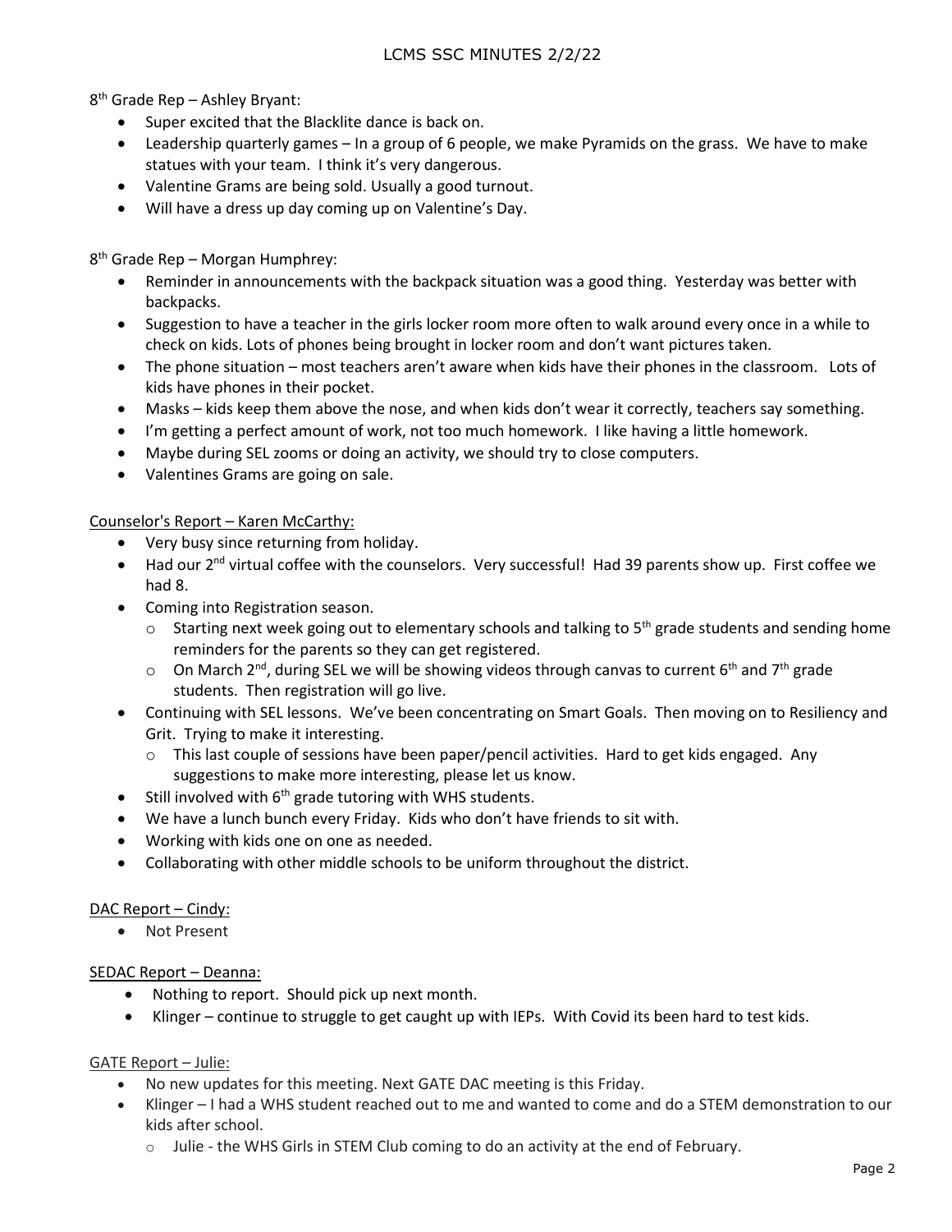8th Grade Rep – Ashley Bryant:

- Super excited that the Blacklite dance is back on.
- Leadership quarterly games – In a group of 6 people, we make Pyramids on the grass. We have to make statues with your team. I think it's very dangerous.
- Valentine Grams are being sold. Usually a good turnout.
- Will have a dress up day coming up on Valentine's Day.

8th Grade Rep – Morgan Humphrey:

- Reminder in announcements with the backpack situation was a good thing. Yesterday was better with backpacks.
- Suggestion to have a teacher in the girls locker room more often to walk around every once in a while to check on kids. Lots of phones being brought in locker room and don't want pictures taken.
- The phone situation – most teachers aren't aware when kids have their phones in the classroom. Lots of kids have phones in their pocket.
- Masks – kids keep them above the nose, and when kids don't wear it correctly, teachers say something.
- I'm getting a perfect amount of work, not too much homework. I like having a little homework.
- Maybe during SEL zooms or doing an activity, we should try to close computers.
- Valentines Grams are going on sale.

Counselor's Report – Karen McCarthy:

- Very busy since returning from holiday.
- Had our 2nd virtual coffee with the counselors. Very successful! Had 39 parents show up. First coffee we had 8.
- Coming into Registration season.
  - Starting next week going out to elementary schools and talking to 5th grade students and sending home reminders for the parents so they can get registered.
  - On March 2nd, during SEL we will be showing videos through canvas to current 6th and 7th grade students. Then registration will go live.
- Continuing with SEL lessons. We've been concentrating on Smart Goals. Then moving on to Resiliency and Grit. Trying to make it interesting.
  - This last couple of sessions have been paper/pencil activities. Hard to get kids engaged. Any suggestions to make more interesting, please let us know.
- Still involved with 6th grade tutoring with WHS students.
- We have a lunch bunch every Friday. Kids who don't have friends to sit with.
- Working with kids one on one as needed.
- Collaborating with other middle schools to be uniform throughout the district.

DAC Report – Cindy:

- Not Present

SEDAC Report – Deanna:

- Nothing to report. Should pick up next month.
- Klinger – continue to struggle to get caught up with IEPs. With Covid its been hard to test kids.

GATE Report – Julie:

- No new updates for this meeting. Next GATE DAC meeting is this Friday.
- Klinger – I had a WHS student reached out to me and wanted to come and do a STEM demonstration to our kids after school.
  - Julie - the WHS Girls in STEM Club coming to do an activity at the end of February.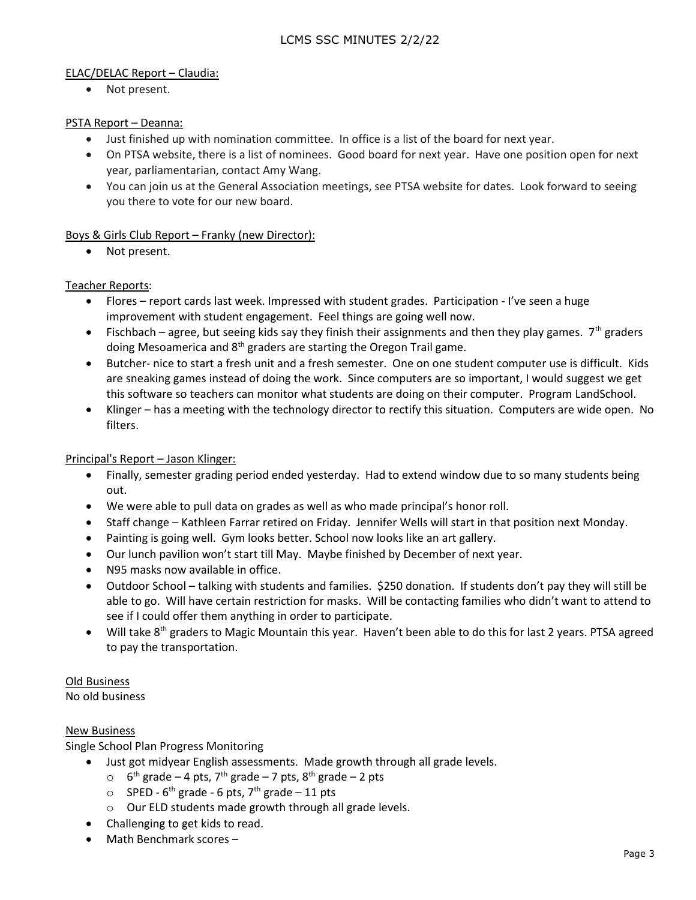ELAC/DELAC Report – Claudia:

- Not present.

PSTA Report – Deanna:

- Just finished up with nomination committee. In office is a list of the board for next year.
- On PTSA website, there is a list of nominees. Good board for next year. Have one position open for next year, parliamentarian, contact Amy Wang.
- You can join us at the General Association meetings, see PTSA website for dates. Look forward to seeing you there to vote for our new board.

Boys & Girls Club Report – Franky (new Director):

- Not present.

Teacher Reports:

- Flores – report cards last week. Impressed with student grades. Participation - I've seen a huge improvement with student engagement. Feel things are going well now.
- Fischbach – agree, but seeing kids say they finish their assignments and then they play games. 7th graders doing Mesoamerica and 8th graders are starting the Oregon Trail game.
- Butcher- nice to start a fresh unit and a fresh semester. One on one student computer use is difficult. Kids are sneaking games instead of doing the work. Since computers are so important, I would suggest we get this software so teachers can monitor what students are doing on their computer. Program LandSchool.
- Klinger – has a meeting with the technology director to rectify this situation. Computers are wide open. No filters.

Principal's Report – Jason Klinger:

- Finally, semester grading period ended yesterday. Had to extend window due to so many students being out.
- We were able to pull data on grades as well as who made principal's honor roll.
- Staff change – Kathleen Farrar retired on Friday. Jennifer Wells will start in that position next Monday.
- Painting is going well. Gym looks better. School now looks like an art gallery.
- Our lunch pavilion won't start till May. Maybe finished by December of next year.
- N95 masks now available in office.
- Outdoor School – talking with students and families. $250 donation. If students don't pay they will still be able to go. Will have certain restriction for masks. Will be contacting families who didn't want to attend to see if I could offer them anything in order to participate.
- Will take 8th graders to Magic Mountain this year. Haven't been able to do this for last 2 years. PTSA agreed to pay the transportation.

Old Business

No old business

New Business

Single School Plan Progress Monitoring

- Just got midyear English assessments. Made growth through all grade levels.
  - 6th grade – 4 pts, 7th grade – 7 pts, 8th grade – 2 pts
  - SPED - 6th grade - 6 pts, 7th grade – 11 pts
  - Our ELD students made growth through all grade levels.
- Challenging to get kids to read.
- Math Benchmark scores –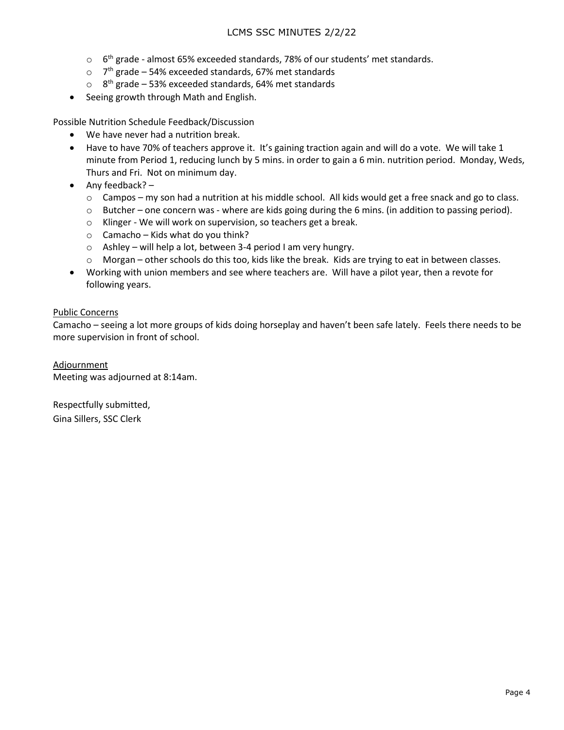- 6th grade - almost 65% exceeded standards, 78% of our students' met standards.
  - 7th grade – 54% exceeded standards, 67% met standards
  - 8th grade – 53% exceeded standards, 64% met standards
- Seeing growth through Math and English.

Possible Nutrition Schedule Feedback/Discussion

- We have never had a nutrition break.
- Have to have 70% of teachers approve it. It's gaining traction again and will do a vote. We will take 1 minute from Period 1, reducing lunch by 5 mins. in order to gain a 6 min. nutrition period. Monday, Weds, Thurs and Fri. Not on minimum day.
- Any feedback? –
  - Campos – my son had a nutrition at his middle school. All kids would get a free snack and go to class.
  - Butcher – one concern was - where are kids going during the 6 mins. (in addition to passing period).
  - Klinger - We will work on supervision, so teachers get a break.
  - Camacho – Kids what do you think?
  - Ashley – will help a lot, between 3-4 period I am very hungry.
  - Morgan – other schools do this too, kids like the break. Kids are trying to eat in between classes.
- Working with union members and see where teachers are. Will have a pilot year, then a revote for following years.

<u>Public Concerns</u>

Camacho – seeing a lot more groups of kids doing horseplay and haven't been safe lately. Feels there needs to be more supervision in front of school.

<u>Adjournment</u>

Meeting was adjourned at 8:14am.

Respectfully submitted,
Gina Sillers, SSC Clerk